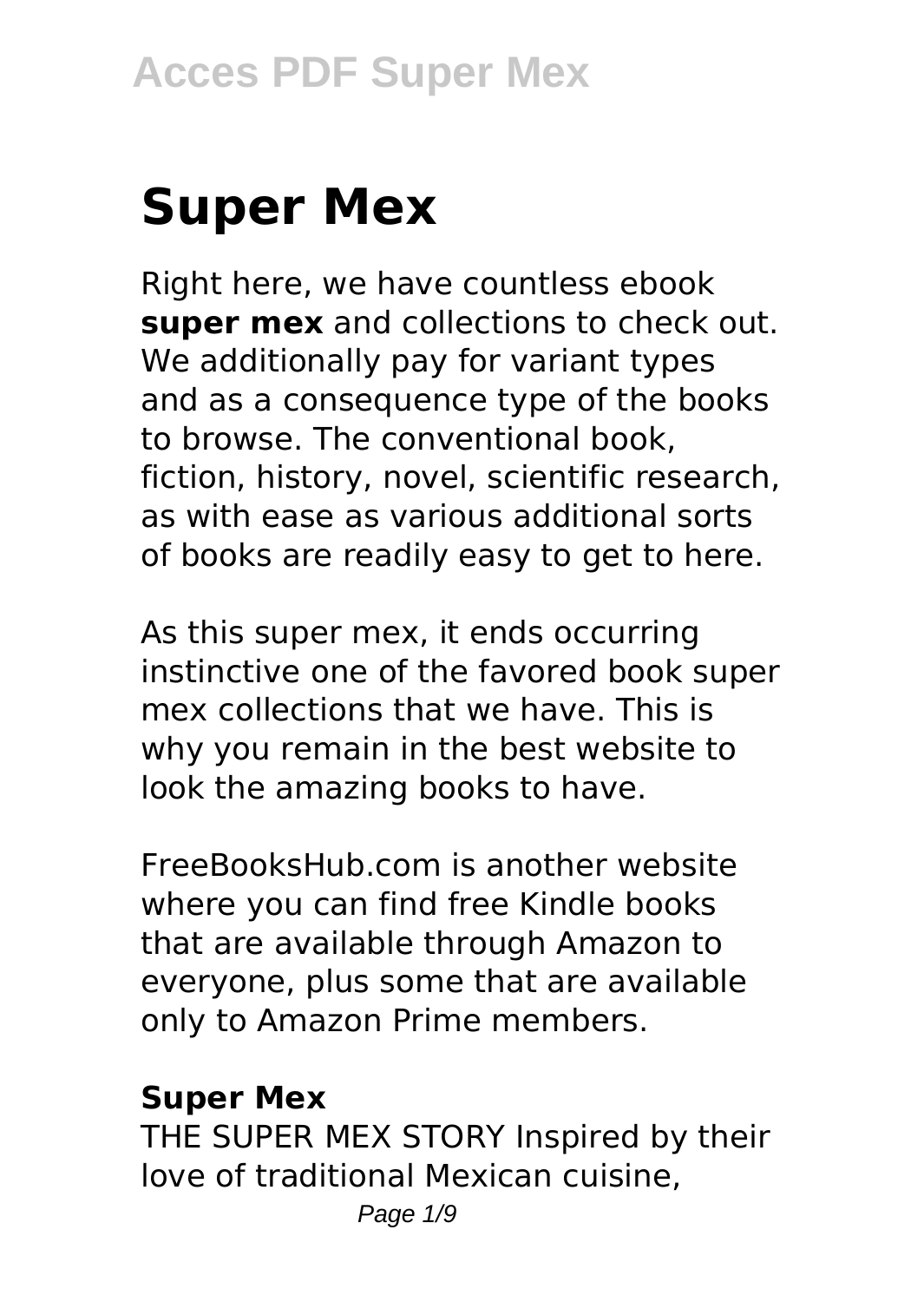# Super Mex

Right here, we have countless ebook **super mex** and collections to check out. We additionally pay for variant types and as a consequence type of the books to browse. The conventional book, fiction, history, novel, scientific research, as with ease as various additional sorts of books are readily easy to get to here.

As this super mex, it ends occurring instinctive one of the favored book super mex collections that we have. This is why you remain in the best website to look the amazing books to have.

FreeBooksHub.com is another website where you can find free Kindle books that are available through Amazon to everyone, plus some that are available only to Amazon Prime members.

**Super Mex**

THE SUPER MEX STORY Inspired by their love of traditional Mexican cuisine,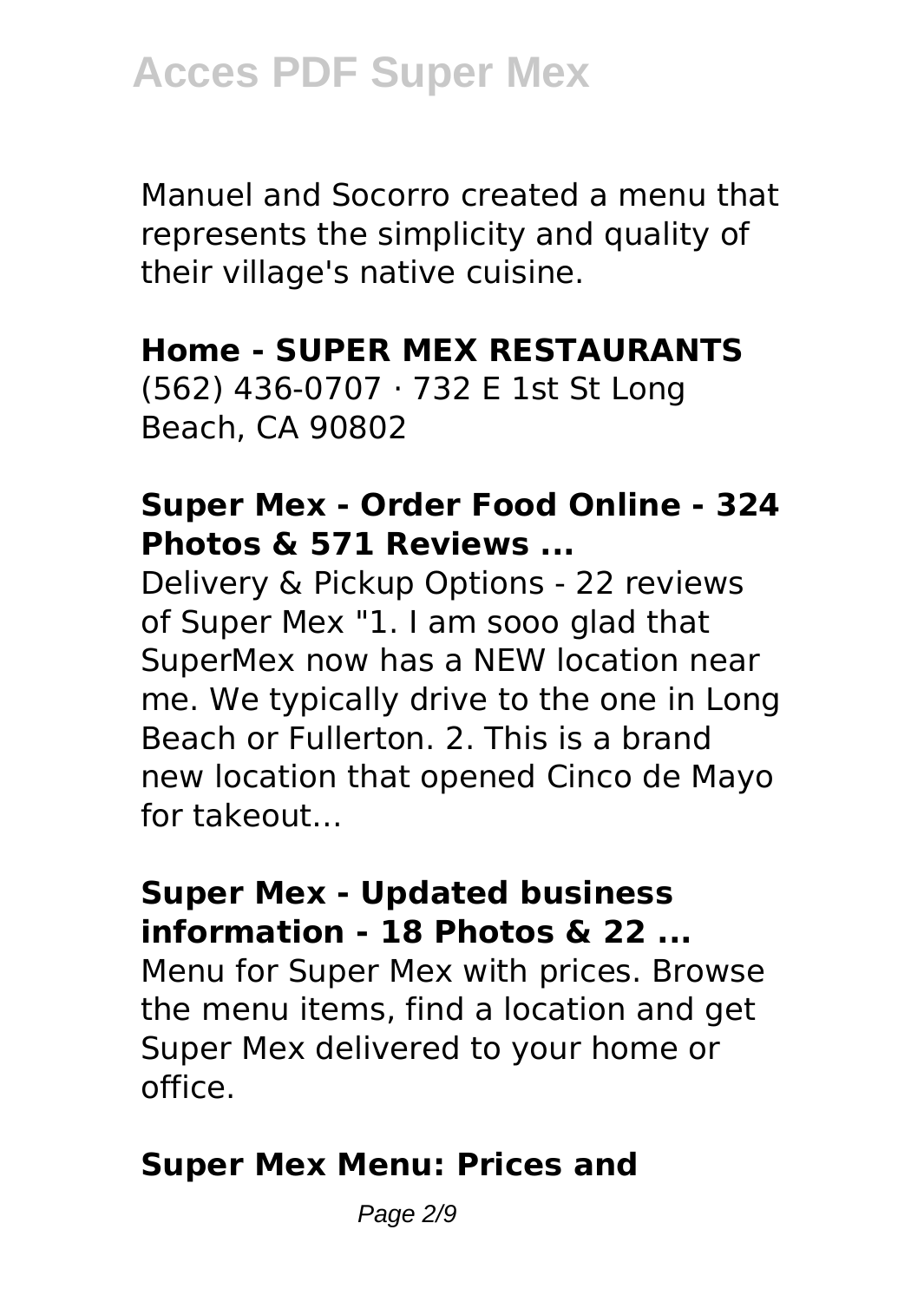Manuel and Socorro created a menu that represents the simplicity and quality of their village's native cuisine.

**Home - SUPER MEX RESTAURANTS**

(562) 436-0707 · 732 E 1st St Long Beach, CA 90802

**Super Mex - Order Food Online - 324 Photos & 571 Reviews ...**

Delivery & Pickup Options - 22 reviews of Super Mex "1. I am sooo glad that SuperMex now has a NEW location near me. We typically drive to the one in Long Beach or Fullerton. 2. This is a brand new location that opened Cinco de Mayo for takeout…

**Super Mex - Updated business information - 18 Photos & 22 ...**

Menu for Super Mex with prices. Browse the menu items, find a location and get Super Mex delivered to your home or office.

**Super Mex Menu: Prices and**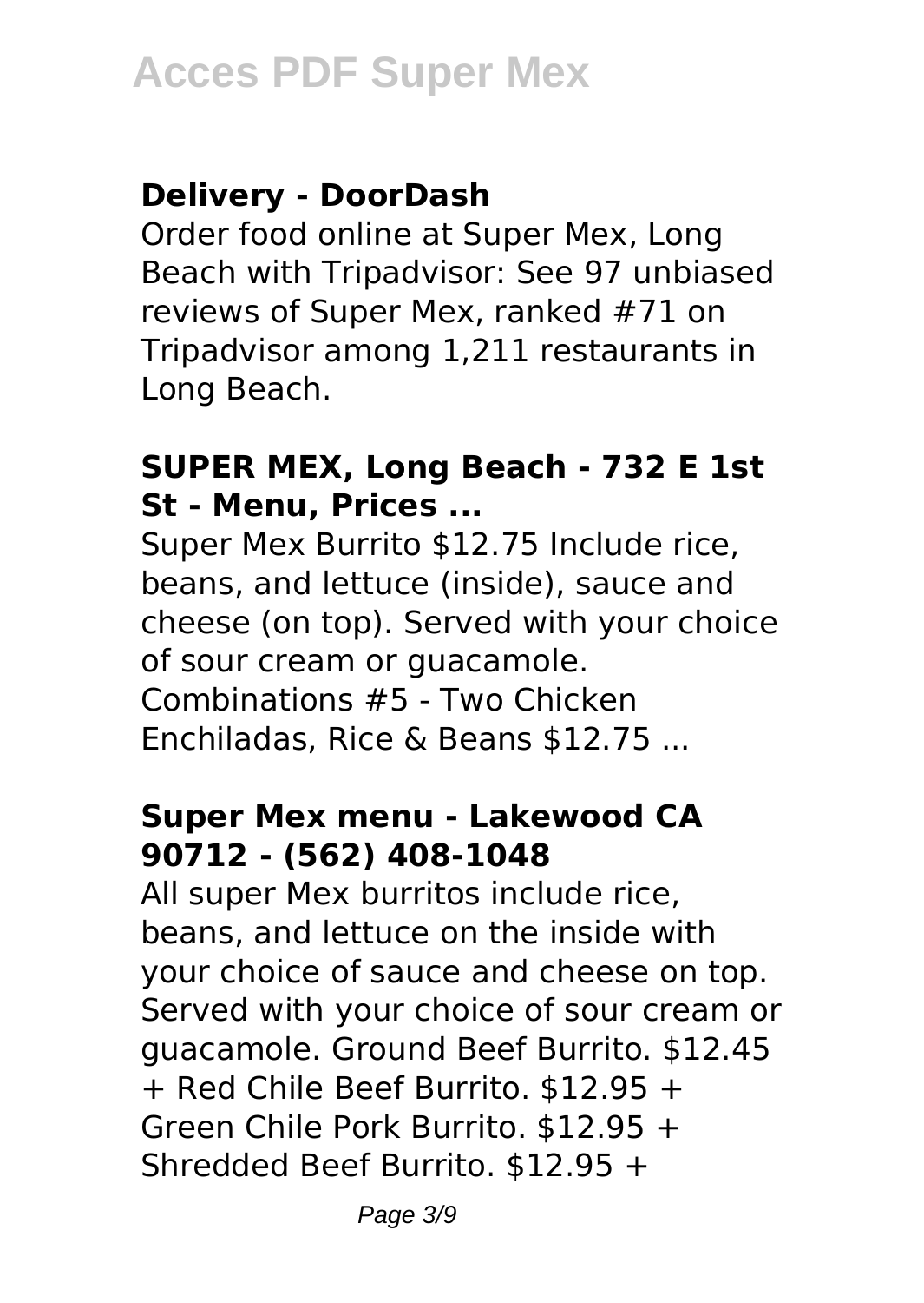### Delivery - DoorDash

Order food online at Super Mex, Long Beach with Tripadvisor: See 97 unbiased reviews of Super Mex, ranked #71 on Tripadvisor among 1,211 restaurants in Long Beach.

### SUPER MEX, Long Beach - 732 E 1st St - Menu, Prices ...

Super Mex Burrito $12.75 Include rice, beans, and lettuce (inside), sauce and cheese (on top). Served with your choice of sour cream or guacamole. Combinations #5 - Two Chicken Enchiladas, Rice & Beans $12.75 ...

### Super Mex menu - Lakewood CA 90712 - (562) 408-1048

All super Mex burritos include rice, beans, and lettuce on the inside with your choice of sauce and cheese on top. Served with your choice of sour cream or guacamole. Ground Beef Burrito. $12.45 + Red Chile Beef Burrito. $12.95 + Green Chile Pork Burrito. $12.95 + Shredded Beef Burrito. $12.95 +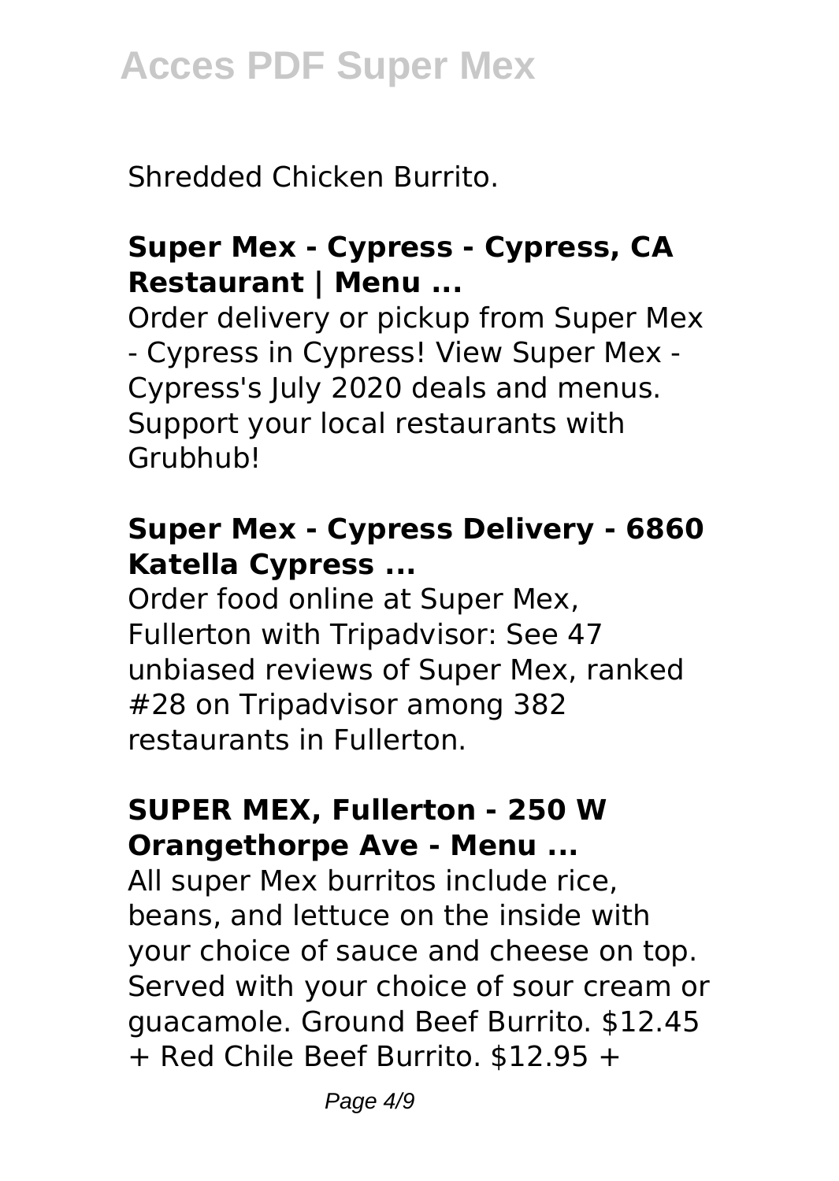Shredded Chicken Burrito.

### Super Mex - Cypress - Cypress, CA Restaurant | Menu ...

Order delivery or pickup from Super Mex - Cypress in Cypress! View Super Mex - Cypress's July 2020 deals and menus. Support your local restaurants with Grubhub!

### Super Mex - Cypress Delivery - 6860 Katella Cypress ...

Order food online at Super Mex, Fullerton with Tripadvisor: See 47 unbiased reviews of Super Mex, ranked #28 on Tripadvisor among 382 restaurants in Fullerton.

### SUPER MEX, Fullerton - 250 W Orangethorpe Ave - Menu ...

All super Mex burritos include rice, beans, and lettuce on the inside with your choice of sauce and cheese on top. Served with your choice of sour cream or guacamole. Ground Beef Burrito. $12.45 + Red Chile Beef Burrito. $12.95 +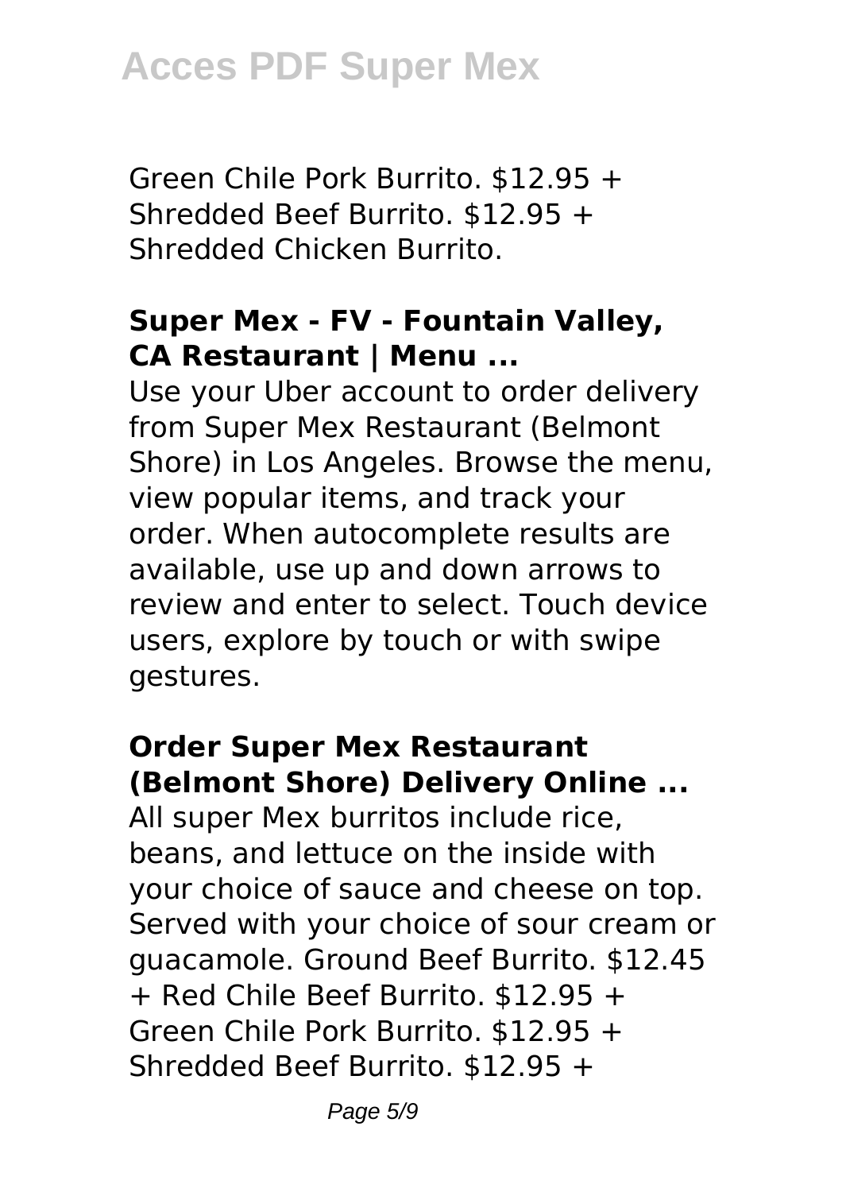Green Chile Pork Burrito. $12.95 + Shredded Beef Burrito. $12.95 + Shredded Chicken Burrito.

### Super Mex - FV - Fountain Valley, CA Restaurant | Menu ...

Use your Uber account to order delivery from Super Mex Restaurant (Belmont Shore) in Los Angeles. Browse the menu, view popular items, and track your order. When autocomplete results are available, use up and down arrows to review and enter to select. Touch device users, explore by touch or with swipe gestures.

### Order Super Mex Restaurant (Belmont Shore) Delivery Online ...

All super Mex burritos include rice, beans, and lettuce on the inside with your choice of sauce and cheese on top. Served with your choice of sour cream or guacamole. Ground Beef Burrito. $12.45 + Red Chile Beef Burrito. $12.95 + Green Chile Pork Burrito. $12.95 + Shredded Beef Burrito. $12.95 +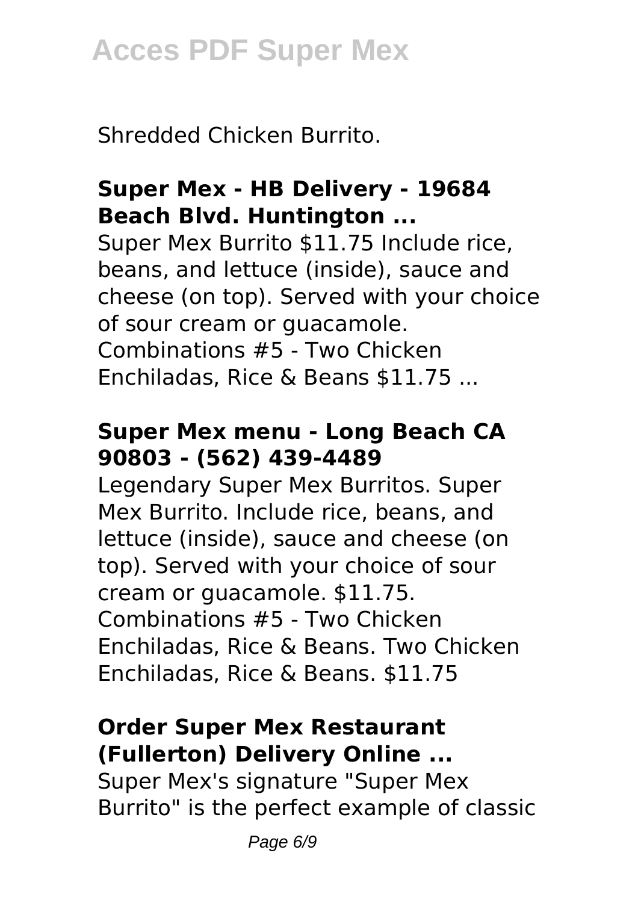Shredded Chicken Burrito.

### Super Mex - HB Delivery - 19684 Beach Blvd. Huntington ...

Super Mex Burrito $11.75 Include rice, beans, and lettuce (inside), sauce and cheese (on top). Served with your choice of sour cream or guacamole. Combinations #5 - Two Chicken Enchiladas, Rice & Beans $11.75 ...

### Super Mex menu - Long Beach CA 90803 - (562) 439-4489

Legendary Super Mex Burritos. Super Mex Burrito. Include rice, beans, and lettuce (inside), sauce and cheese (on top). Served with your choice of sour cream or guacamole. $11.75. Combinations #5 - Two Chicken Enchiladas, Rice & Beans. Two Chicken Enchiladas, Rice & Beans. $11.75

### Order Super Mex Restaurant (Fullerton) Delivery Online ...

Super Mex's signature "Super Mex Burrito" is the perfect example of classic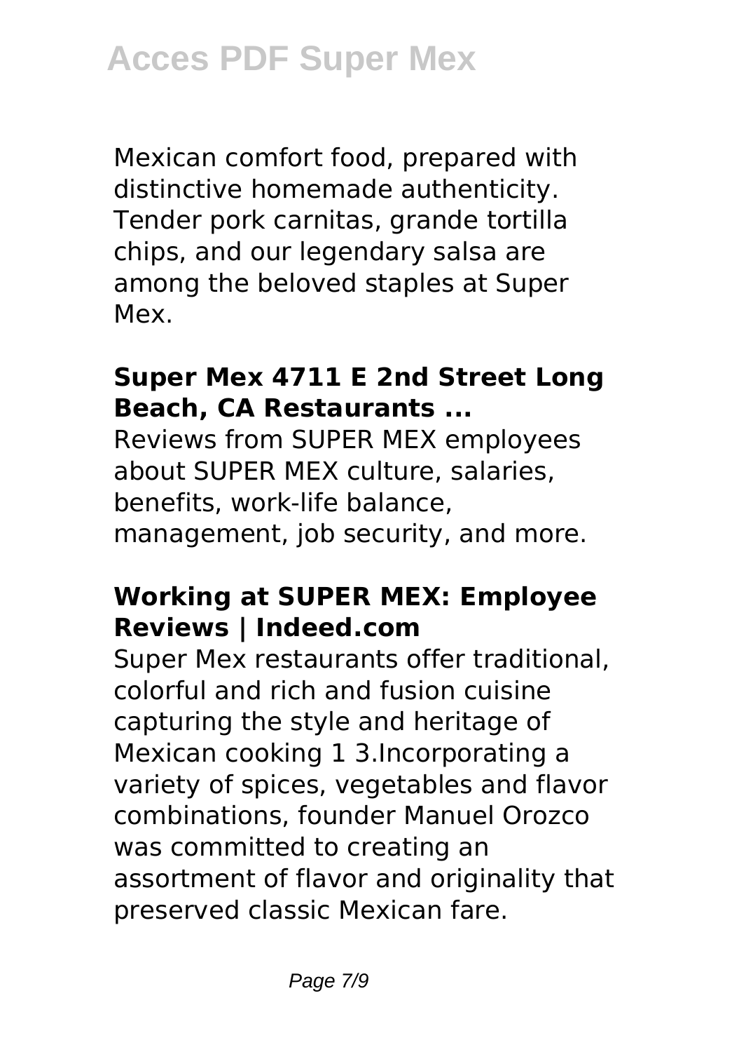Mexican comfort food, prepared with distinctive homemade authenticity. Tender pork carnitas, grande tortilla chips, and our legendary salsa are among the beloved staples at Super Mex.

**Super Mex 4711 E 2nd Street Long Beach, CA Restaurants ...**

Reviews from SUPER MEX employees about SUPER MEX culture, salaries, benefits, work-life balance, management, job security, and more.

**Working at SUPER MEX: Employee Reviews | Indeed.com**

Super Mex restaurants offer traditional, colorful and rich and fusion cuisine capturing the style and heritage of Mexican cooking 1 3.Incorporating a variety of spices, vegetables and flavor combinations, founder Manuel Orozco was committed to creating an assortment of flavor and originality that preserved classic Mexican fare.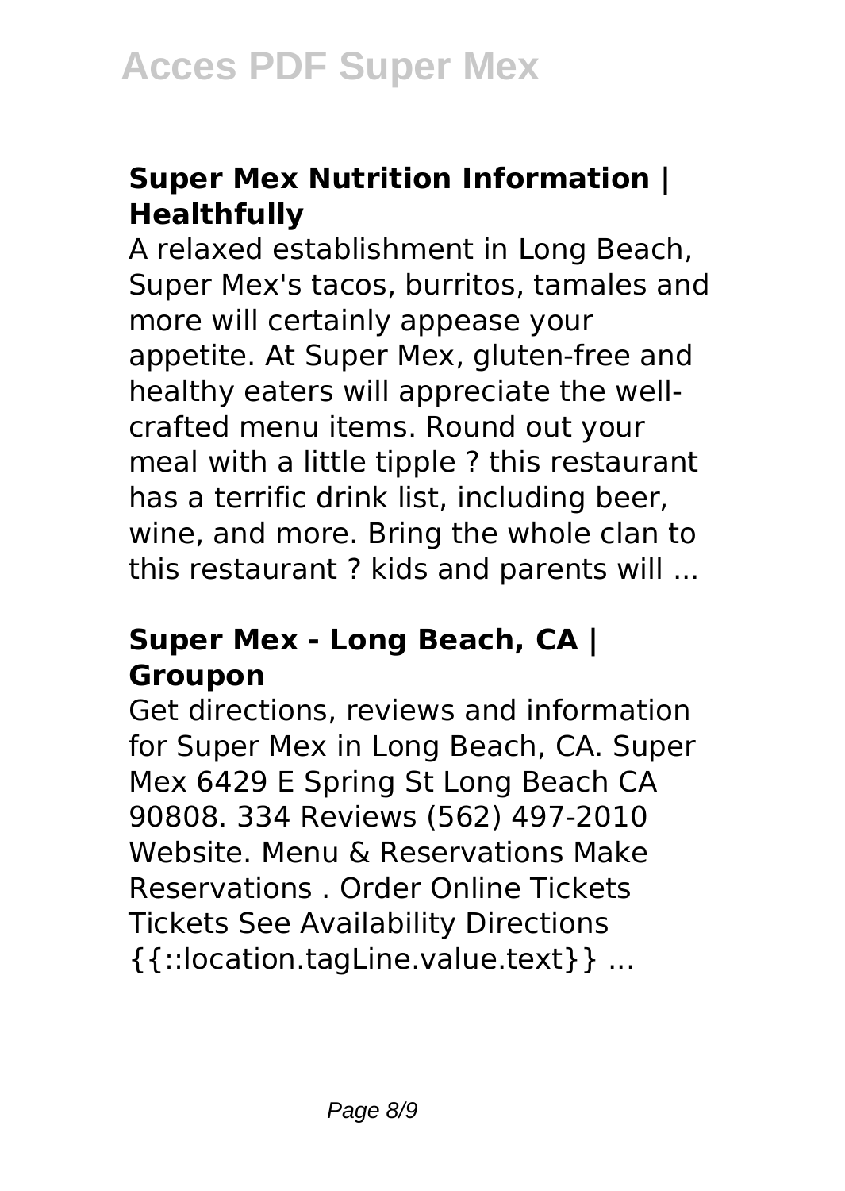## Super Mex Nutrition Information | Healthfully

A relaxed establishment in Long Beach, Super Mex's tacos, burritos, tamales and more will certainly appease your appetite. At Super Mex, gluten-free and healthy eaters will appreciate the well-crafted menu items. Round out your meal with a little tipple ? this restaurant has a terrific drink list, including beer, wine, and more. Bring the whole clan to this restaurant ? kids and parents will ...

## Super Mex - Long Beach, CA | Groupon

Get directions, reviews and information for Super Mex in Long Beach, CA. Super Mex 6429 E Spring St Long Beach CA 90808. 334 Reviews (562) 497-2010 Website. Menu & Reservations Make Reservations . Order Online Tickets Tickets See Availability Directions {{::location.tagLine.value.text}} ...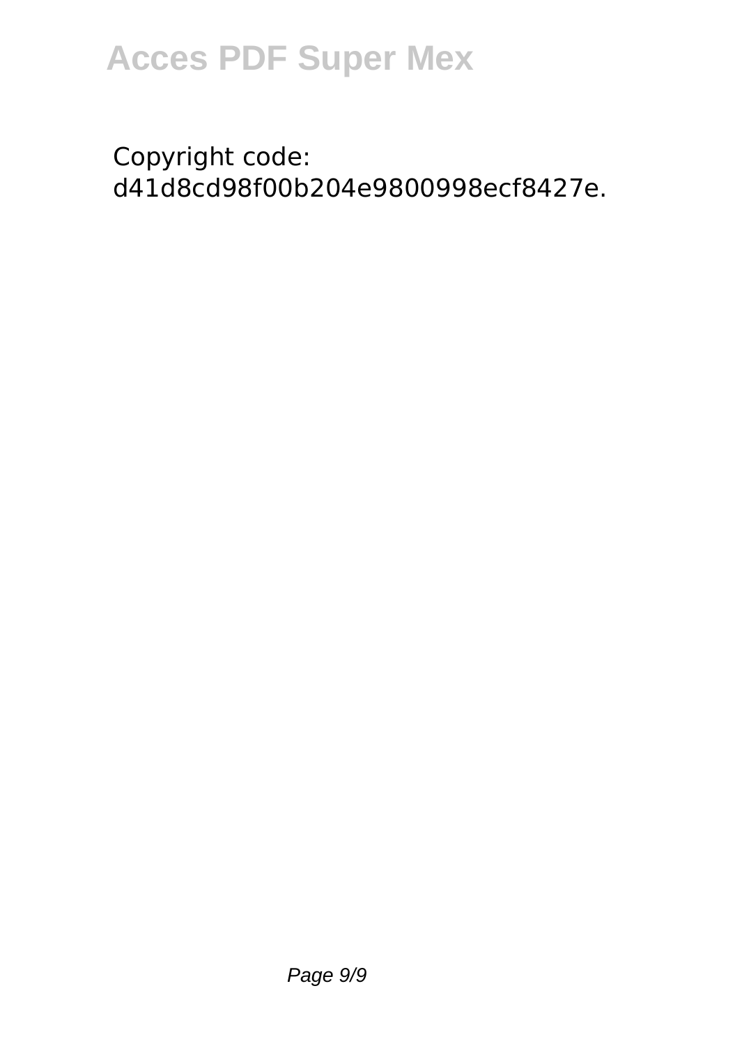Copyright code: d41d8cd98f00b204e9800998ecf8427e.